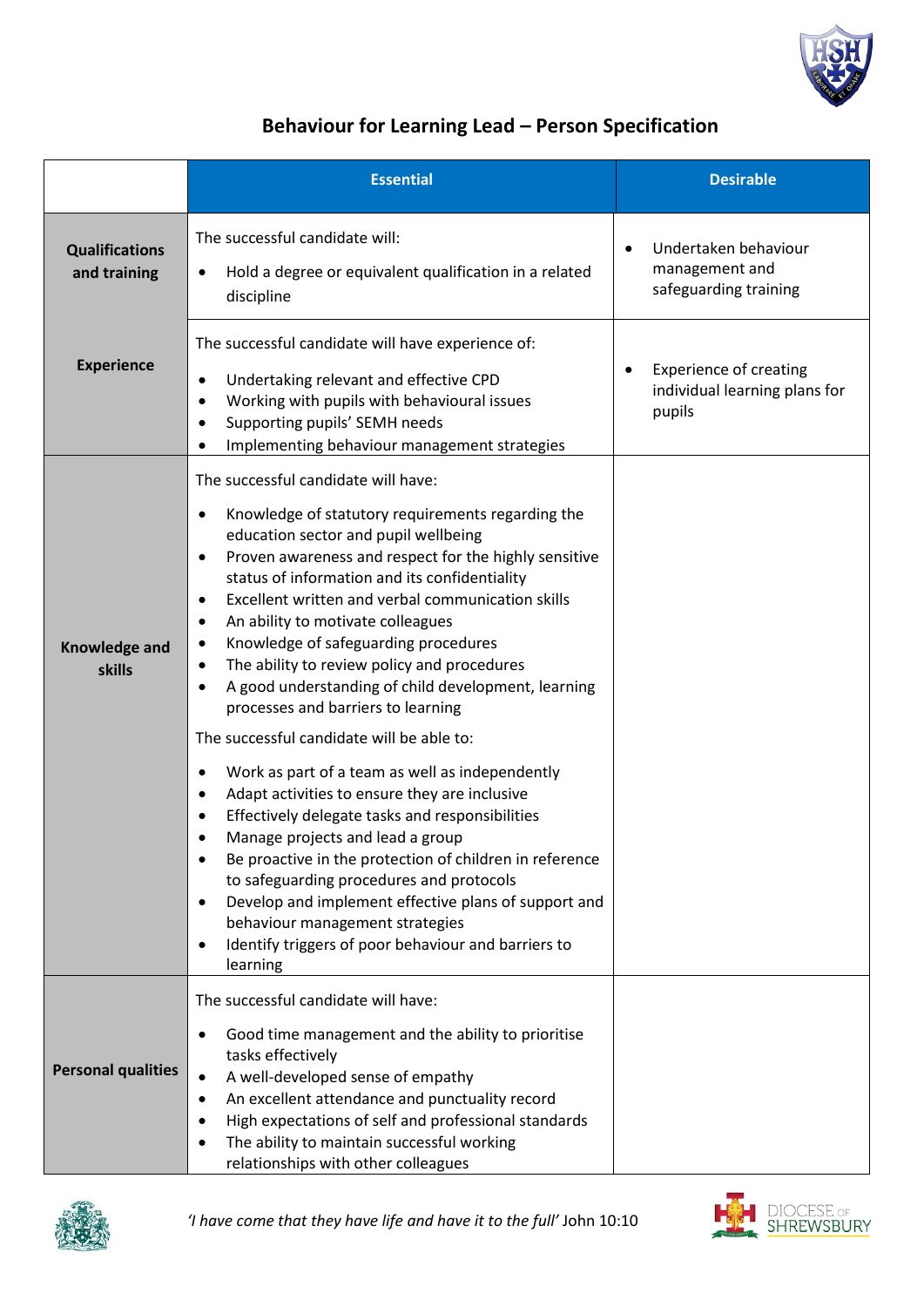# Behaviour for Learning Lead – Person Specification

| | Essential | Desirable |
|---|---|---|
| **Qualifications and training** | The successful candidate will:<br>• Hold a degree or equivalent qualification in a related discipline | • Undertaken behaviour management and safeguarding training |
| **Experience** | The successful candidate will have experience of:<br>• Undertaking relevant and effective CPD<br>• Working with pupils with behavioural issues<br>• Supporting pupils' SEMH needs<br>• Implementing behaviour management strategies | • Experience of creating individual learning plans for pupils |
| **Knowledge and skills** | The successful candidate will have:<br>• Knowledge of statutory requirements regarding the education sector and pupil wellbeing<br>• Proven awareness and respect for the highly sensitive status of information and its confidentiality<br>• Excellent written and verbal communication skills<br>• An ability to motivate colleagues<br>• Knowledge of safeguarding procedures<br>• The ability to review policy and procedures<br>• A good understanding of child development, learning processes and barriers to learning<br>The successful candidate will be able to:<br>• Work as part of a team as well as independently<br>• Adapt activities to ensure they are inclusive<br>• Effectively delegate tasks and responsibilities<br>• Manage projects and lead a group<br>• Be proactive in the protection of children in reference to safeguarding procedures and protocols<br>• Develop and implement effective plans of support and behaviour management strategies<br>• Identify triggers of poor behaviour and barriers to learning | |
| **Personal qualities** | The successful candidate will have:<br>• Good time management and the ability to prioritise tasks effectively<br>• A well-developed sense of empathy<br>• An excellent attendance and punctuality record<br>• High expectations of self and professional standards<br>• The ability to maintain successful working relationships with other colleagues | |

*'I have come that they have life and have it to the full'* John 10:10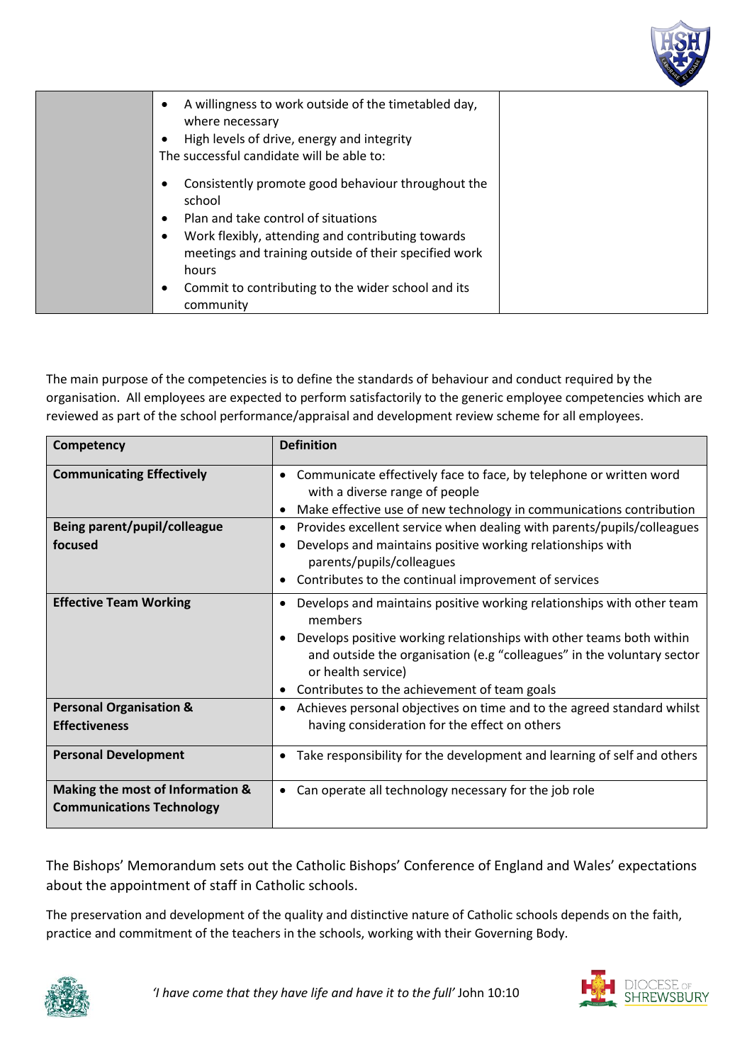| | | |
|---|---|---|
| | • A willingness to work outside of the timetabled day, where necessary<br>• High levels of drive, energy and integrity<br>The successful candidate will be able to:<br>• Consistently promote good behaviour throughout the school<br>• Plan and take control of situations<br>• Work flexibly, attending and contributing towards meetings and training outside of their specified work hours<br>• Commit to contributing to the wider school and its community | |

The main purpose of the competencies is to define the standards of behaviour and conduct required by the organisation. All employees are expected to perform satisfactorily to the generic employee competencies which are reviewed as part of the school performance/appraisal and development review scheme for all employees.

| Competency | Definition |
|---|---|
| **Communicating Effectively** | • Communicate effectively face to face, by telephone or written word with a diverse range of people<br>• Make effective use of new technology in communications contribution |
| **Being parent/pupil/colleague focused** | • Provides excellent service when dealing with parents/pupils/colleagues<br>• Develops and maintains positive working relationships with parents/pupils/colleagues<br>• Contributes to the continual improvement of services |
| **Effective Team Working** | • Develops and maintains positive working relationships with other team members<br>• Develops positive working relationships with other teams both within and outside the organisation (e.g "colleagues" in the voluntary sector or health service)<br>• Contributes to the achievement of team goals |
| **Personal Organisation & Effectiveness** | • Achieves personal objectives on time and to the agreed standard whilst having consideration for the effect on others |
| **Personal Development** | • Take responsibility for the development and learning of self and others |
| **Making the most of Information & Communications Technology** | • Can operate all technology necessary for the job role |

The Bishops' Memorandum sets out the Catholic Bishops' Conference of England and Wales' expectations about the appointment of staff in Catholic schools.

The preservation and development of the quality and distinctive nature of Catholic schools depends on the faith, practice and commitment of the teachers in the schools, working with their Governing Body.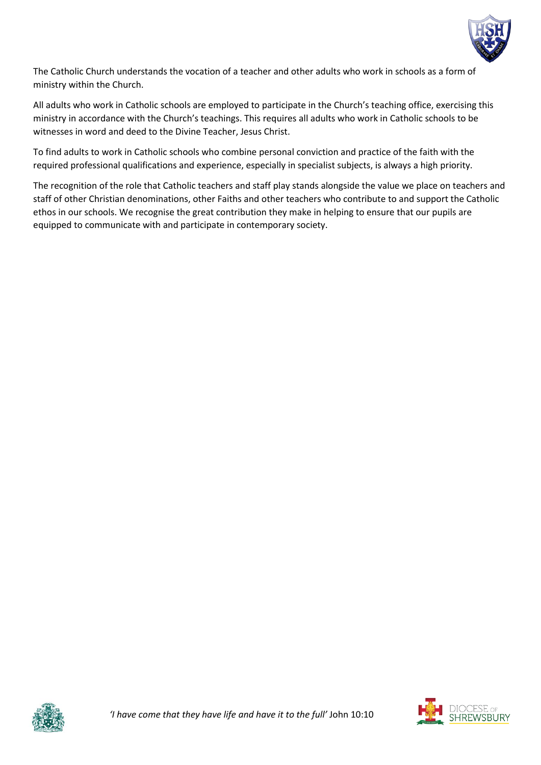The Catholic Church understands the vocation of a teacher and other adults who work in schools as a form of ministry within the Church.

All adults who work in Catholic schools are employed to participate in the Church's teaching office, exercising this ministry in accordance with the Church's teachings. This requires all adults who work in Catholic schools to be witnesses in word and deed to the Divine Teacher, Jesus Christ.

To find adults to work in Catholic schools who combine personal conviction and practice of the faith with the required professional qualifications and experience, especially in specialist subjects, is always a high priority.

The recognition of the role that Catholic teachers and staff play stands alongside the value we place on teachers and staff of other Christian denominations, other Faiths and other teachers who contribute to and support the Catholic ethos in our schools. We recognise the great contribution they make in helping to ensure that our pupils are equipped to communicate with and participate in contemporary society.